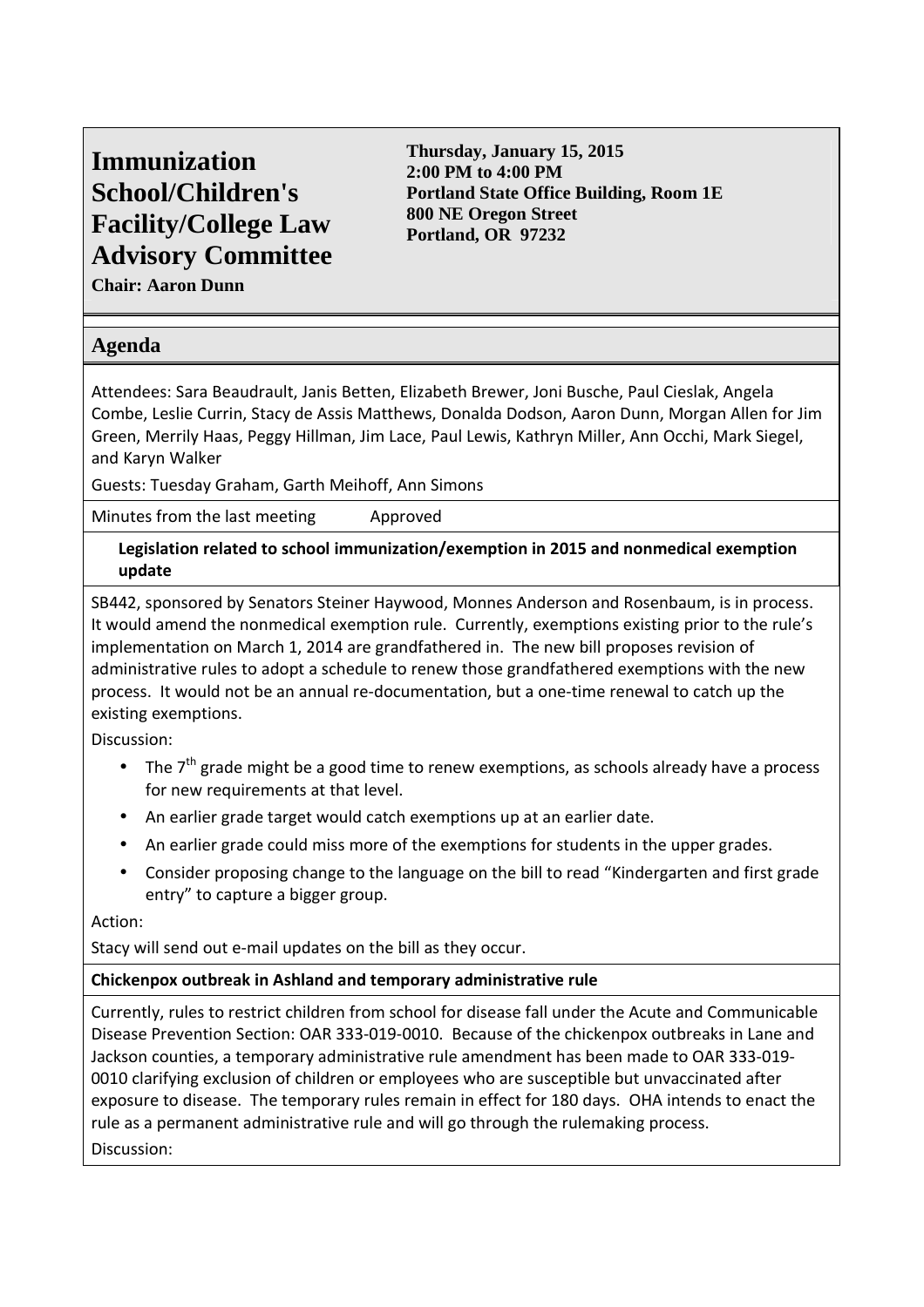# Immunization School/Children's Facility/College Law Advisory Committee

**Chair: Aaron Dunn**

**Thursday, January 15, 2015**
**2:00 PM to 4:00 PM**
**Portland State Office Building, Room 1E**
**800 NE Oregon Street**
**Portland, OR 97232**

## Agenda

Attendees: Sara Beaudrault, Janis Betten, Elizabeth Brewer, Joni Busche, Paul Cieslak, Angela Combe, Leslie Currin, Stacy de Assis Matthews, Donalda Dodson, Aaron Dunn, Morgan Allen for Jim Green, Merrily Haas, Peggy Hillman, Jim Lace, Paul Lewis, Kathryn Miller, Ann Occhi, Mark Siegel, and Karyn Walker

Guests: Tuesday Graham, Garth Meihoff, Ann Simons

Minutes from the last meeting — Approved

### Legislation related to school immunization/exemption in 2015 and nonmedical exemption update

SB442, sponsored by Senators Steiner Haywood, Monnes Anderson and Rosenbaum, is in process. It would amend the nonmedical exemption rule. Currently, exemptions existing prior to the rule's implementation on March 1, 2014 are grandfathered in. The new bill proposes revision of administrative rules to adopt a schedule to renew those grandfathered exemptions with the new process. It would not be an annual re-documentation, but a one-time renewal to catch up the existing exemptions.

Discussion:

- The 7th grade might be a good time to renew exemptions, as schools already have a process for new requirements at that level.
- An earlier grade target would catch exemptions up at an earlier date.
- An earlier grade could miss more of the exemptions for students in the upper grades.
- Consider proposing change to the language on the bill to read "Kindergarten and first grade entry" to capture a bigger group.

Action:

Stacy will send out e-mail updates on the bill as they occur.

### Chickenpox outbreak in Ashland and temporary administrative rule

Currently, rules to restrict children from school for disease fall under the Acute and Communicable Disease Prevention Section: OAR 333-019-0010. Because of the chickenpox outbreaks in Lane and Jackson counties, a temporary administrative rule amendment has been made to OAR 333-019-0010 clarifying exclusion of children or employees who are susceptible but unvaccinated after exposure to disease. The temporary rules remain in effect for 180 days. OHA intends to enact the rule as a permanent administrative rule and will go through the rulemaking process.

Discussion: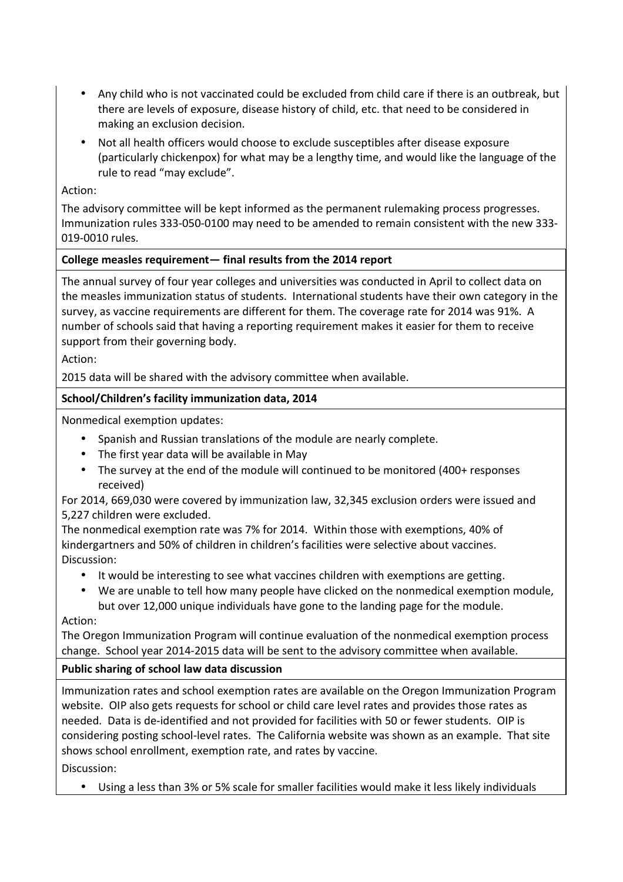- Any child who is not vaccinated could be excluded from child care if there is an outbreak, but there are levels of exposure, disease history of child, etc. that need to be considered in making an exclusion decision.
- Not all health officers would choose to exclude susceptibles after disease exposure (particularly chickenpox) for what may be a lengthy time, and would like the language of the rule to read "may exclude".

Action:

The advisory committee will be kept informed as the permanent rulemaking process progresses. Immunization rules 333-050-0100 may need to be amended to remain consistent with the new 333-019-0010 rules.

**College measles requirement— final results from the 2014 report**

The annual survey of four year colleges and universities was conducted in April to collect data on the measles immunization status of students. International students have their own category in the survey, as vaccine requirements are different for them. The coverage rate for 2014 was 91%. A number of schools said that having a reporting requirement makes it easier for them to receive support from their governing body.

Action:

2015 data will be shared with the advisory committee when available.

**School/Children's facility immunization data, 2014**

Nonmedical exemption updates:

- Spanish and Russian translations of the module are nearly complete.
- The first year data will be available in May
- The survey at the end of the module will continued to be monitored (400+ responses received)

For 2014, 669,030 were covered by immunization law, 32,345 exclusion orders were issued and 5,227 children were excluded.

The nonmedical exemption rate was 7% for 2014. Within those with exemptions, 40% of kindergartners and 50% of children in children's facilities were selective about vaccines.

Discussion:

- It would be interesting to see what vaccines children with exemptions are getting.
- We are unable to tell how many people have clicked on the nonmedical exemption module, but over 12,000 unique individuals have gone to the landing page for the module.

Action:

The Oregon Immunization Program will continue evaluation of the nonmedical exemption process change. School year 2014-2015 data will be sent to the advisory committee when available.

**Public sharing of school law data discussion**

Immunization rates and school exemption rates are available on the Oregon Immunization Program website. OIP also gets requests for school or child care level rates and provides those rates as needed. Data is de-identified and not provided for facilities with 50 or fewer students. OIP is considering posting school-level rates. The California website was shown as an example. That site shows school enrollment, exemption rate, and rates by vaccine.

Discussion:

- Using a less than 3% or 5% scale for smaller facilities would make it less likely individuals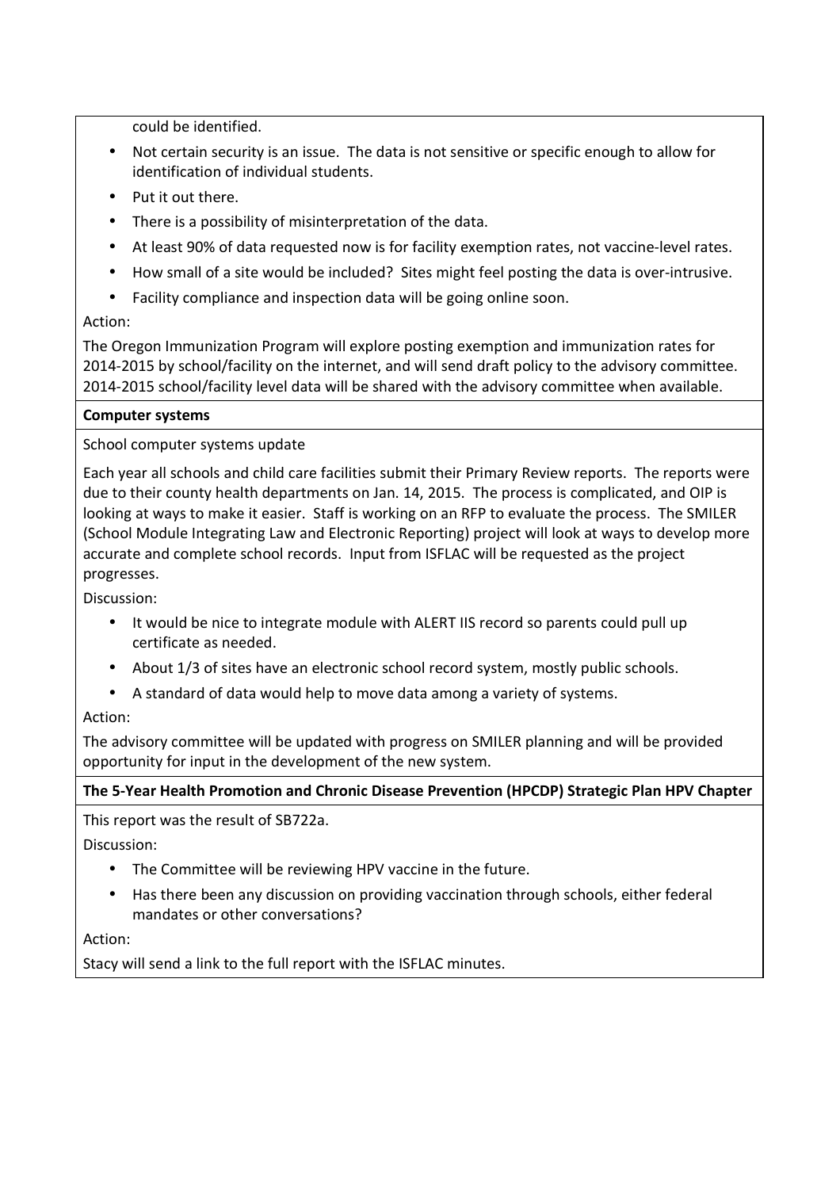could be identified.

- Not certain security is an issue. The data is not sensitive or specific enough to allow for identification of individual students.
- Put it out there.
- There is a possibility of misinterpretation of the data.
- At least 90% of data requested now is for facility exemption rates, not vaccine-level rates.
- How small of a site would be included? Sites might feel posting the data is over-intrusive.
- Facility compliance and inspection data will be going online soon.

Action:

The Oregon Immunization Program will explore posting exemption and immunization rates for 2014-2015 by school/facility on the internet, and will send draft policy to the advisory committee. 2014-2015 school/facility level data will be shared with the advisory committee when available.

**Computer systems**

School computer systems update

Each year all schools and child care facilities submit their Primary Review reports. The reports were due to their county health departments on Jan. 14, 2015. The process is complicated, and OIP is looking at ways to make it easier. Staff is working on an RFP to evaluate the process. The SMILER (School Module Integrating Law and Electronic Reporting) project will look at ways to develop more accurate and complete school records. Input from ISFLAC will be requested as the project progresses.

Discussion:

- It would be nice to integrate module with ALERT IIS record so parents could pull up certificate as needed.
- About 1/3 of sites have an electronic school record system, mostly public schools.
- A standard of data would help to move data among a variety of systems.

Action:

The advisory committee will be updated with progress on SMILER planning and will be provided opportunity for input in the development of the new system.

**The 5-Year Health Promotion and Chronic Disease Prevention (HPCDP) Strategic Plan HPV Chapter**

This report was the result of SB722a.

Discussion:

- The Committee will be reviewing HPV vaccine in the future.
- Has there been any discussion on providing vaccination through schools, either federal mandates or other conversations?

Action:

Stacy will send a link to the full report with the ISFLAC minutes.